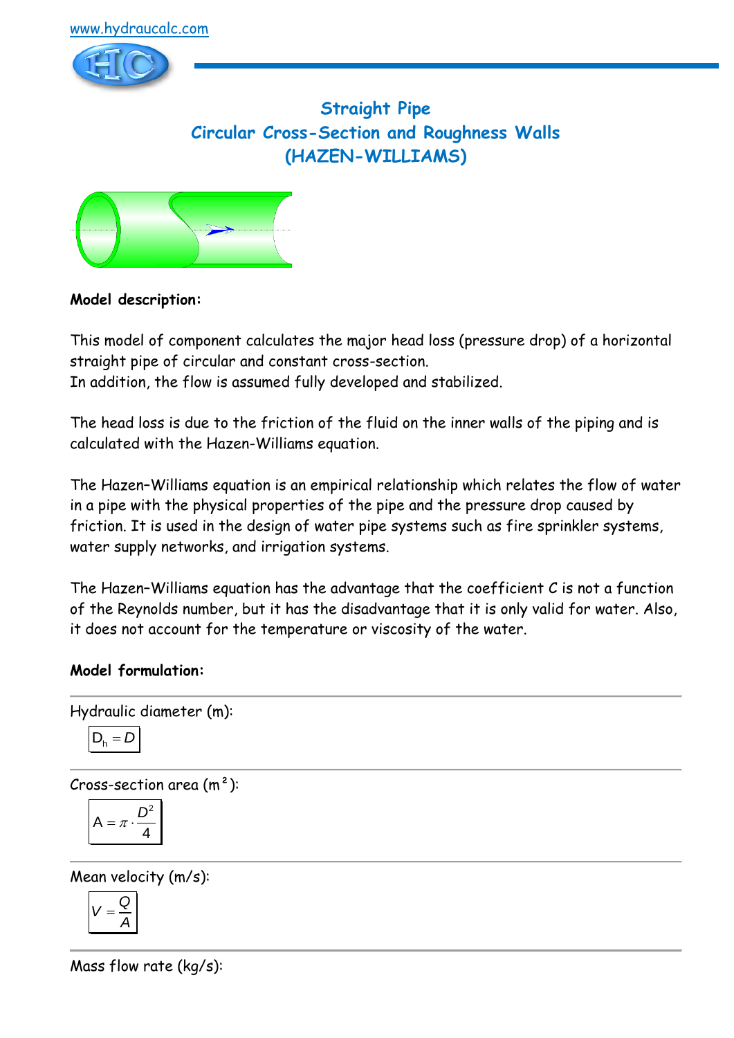www.hydraucalc.com

# Straight Pipe
## Circular Cross-Section and Roughness Walls
## (HAZEN-WILLIAMS)

**Model description:**

This model of component calculates the major head loss (pressure drop) of a horizontal straight pipe of circular and constant cross-section.
In addition, the flow is assumed fully developed and stabilized.

The head loss is due to the friction of the fluid on the inner walls of the piping and is calculated with the Hazen-Williams equation.

The Hazen–Williams equation is an empirical relationship which relates the flow of water in a pipe with the physical properties of the pipe and the pressure drop caused by friction. It is used in the design of water pipe systems such as fire sprinkler systems, water supply networks, and irrigation systems.

The Hazen–Williams equation has the advantage that the coefficient C is not a function of the Reynolds number, but it has the disadvantage that it is only valid for water. Also, it does not account for the temperature or viscosity of the water.

**Model formulation:**

---

Hydraulic diameter (m):

$$D_h = D$$

---

Cross-section area (m²):

$$A = \pi \cdot \frac{D^2}{4}$$

---

Mean velocity (m/s):

$$V = \frac{Q}{A}$$

---

Mass flow rate (kg/s):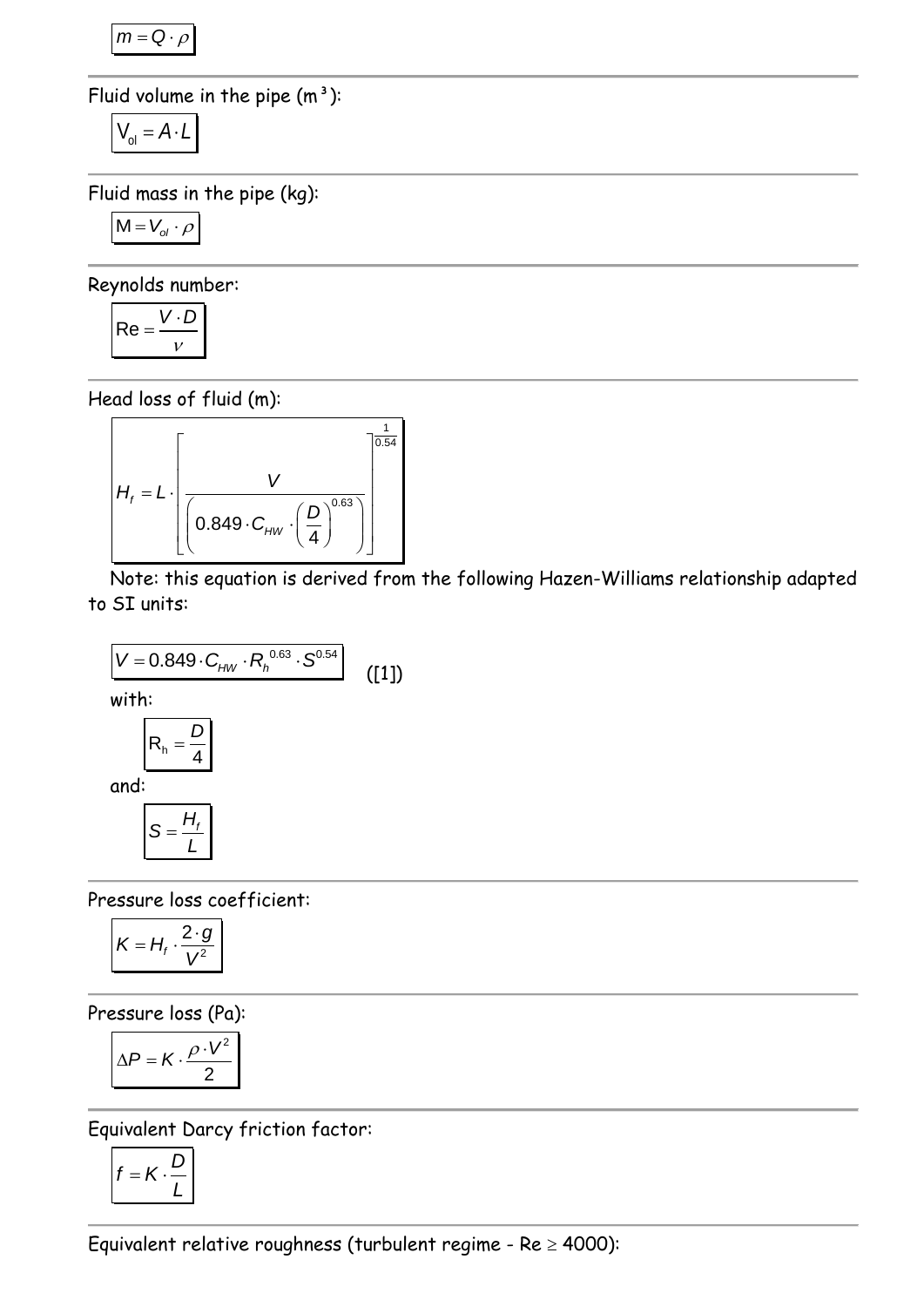$$m = Q \cdot \rho$$

---

Fluid volume in the pipe (m³):

$$V_{ol} = A \cdot L$$

---

Fluid mass in the pipe (kg):

$$M = V_{ol} \cdot \rho$$

---

Reynolds number:

$$\mathrm{Re} = \frac{V \cdot D}{\nu}$$

---

Head loss of fluid (m):

$$H_f = L \cdot \left[ \frac{V}{\left( 0.849 \cdot C_{HW} \cdot \left( \frac{D}{4} \right)^{0.63} \right)} \right]^{\frac{1}{0.54}}$$

Note: this equation is derived from the following Hazen-Williams relationship adapted to SI units:

$$V = 0.849 \cdot C_{HW} \cdot R_h^{0.63} \cdot S^{0.54}$$ ([1])

with:

$$R_h = \frac{D}{4}$$

and:

$$S = \frac{H_f}{L}$$

---

Pressure loss coefficient:

$$K = H_f \cdot \frac{2 \cdot g}{V^2}$$

---

Pressure loss (Pa):

$$\Delta P = K \cdot \frac{\rho \cdot V^2}{2}$$

---

Equivalent Darcy friction factor:

$$f = K \cdot \frac{D}{L}$$

---

Equivalent relative roughness (turbulent regime - Re $\geq$ 4000):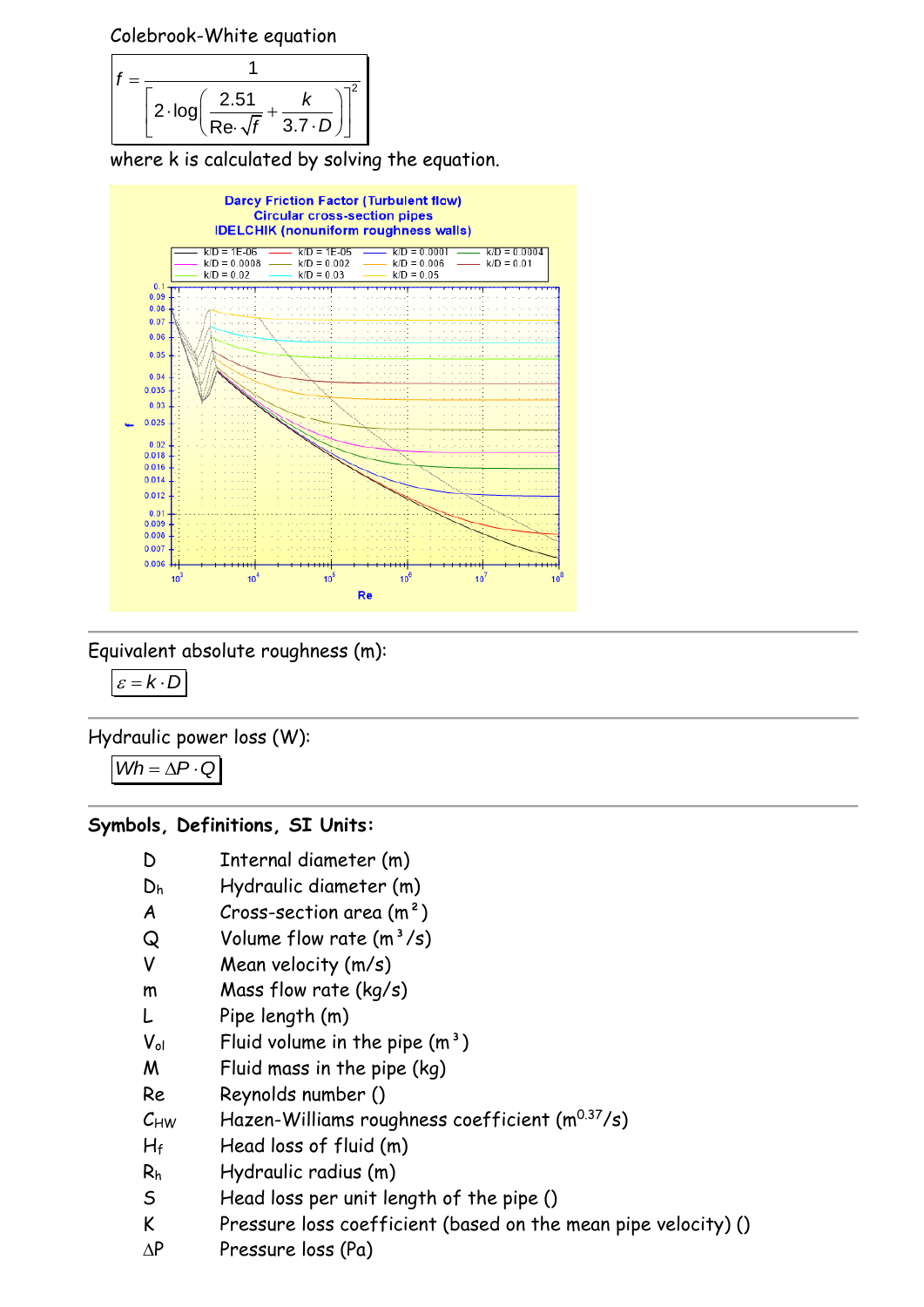Colebrook-White equation

$$f = \frac{1}{\left[2 \cdot \log\left(\frac{2.51}{Re \cdot \sqrt{f}} + \frac{k}{3.7 \cdot D}\right)\right]^2}$$

where k is calculated by solving the equation.

Equivalent absolute roughness (m):

$$\varepsilon = k \cdot D$$

Hydraulic power loss (W):

$$Wh = \Delta P \cdot Q$$

**Symbols, Definitions, SI Units:**

| | |
|---|---|
| $D$ | Internal diameter (m) |
| $D_h$ | Hydraulic diameter (m) |
| $A$ | Cross-section area ($m^2$) |
| $Q$ | Volume flow rate ($m^3/s$) |
| $V$ | Mean velocity (m/s) |
| $m$ | Mass flow rate (kg/s) |
| $L$ | Pipe length (m) |
| $V_{ol}$ | Fluid volume in the pipe ($m^3$) |
| $M$ | Fluid mass in the pipe (kg) |
| $Re$ | Reynolds number () |
| $C_{HW}$ | Hazen-Williams roughness coefficient ($m^{0.37}/s$) |
| $H_f$ | Head loss of fluid (m) |
| $R_h$ | Hydraulic radius (m) |
| $S$ | Head loss per unit length of the pipe () |
| $K$ | Pressure loss coefficient (based on the mean pipe velocity) () |
| $\Delta P$ | Pressure loss (Pa) |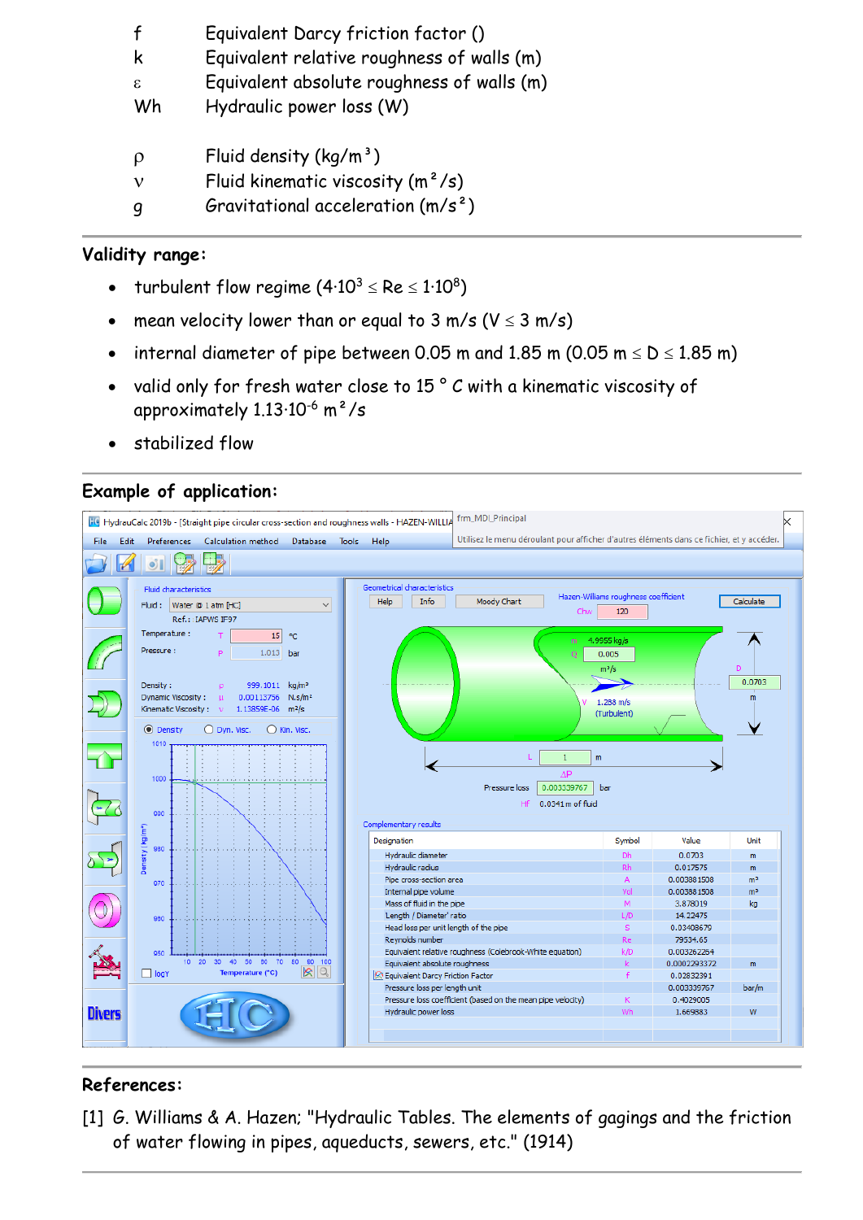| | |
|---|---|
| f | Equivalent Darcy friction factor () |
| k | Equivalent relative roughness of walls (m) |
| ε | Equivalent absolute roughness of walls (m) |
| Wh | Hydraulic power loss (W) |
| ρ | Fluid density (kg/m³) |
| ν | Fluid kinematic viscosity (m²/s) |
| g | Gravitational acceleration (m/s²) |

## Validity range:

- turbulent flow regime ($4 \cdot 10^3 \leq Re \leq 1 \cdot 10^8$)
- mean velocity lower than or equal to 3 m/s ($V \leq 3$ m/s)
- internal diameter of pipe between 0.05 m and 1.85 m (0.05 m $\leq D \leq$ 1.85 m)
- valid only for fresh water close to 15 ° C with a kinematic viscosity of approximately $1.13 \cdot 10^{-6}$ m²/s
- stabilized flow

## Example of application:

## References:

[1] G. Williams & A. Hazen; "Hydraulic Tables. The elements of gagings and the friction of water flowing in pipes, aqueducts, sewers, etc." (1914)